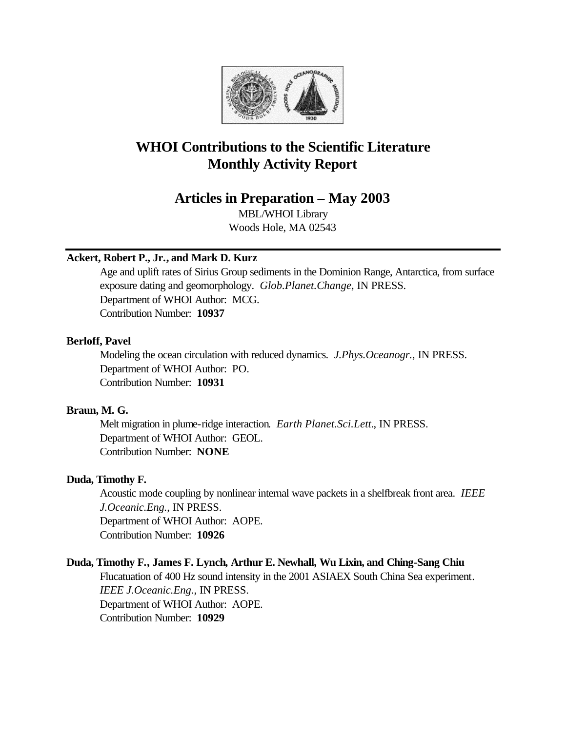# WHOI Contributions to the Scientific Literature Monthly Activity Report

## Articles in Preparation – May 2003

MBL/WHOI Library
Woods Hole, MA 02543

---

**Ackert, Robert P., Jr., and Mark D. Kurz**

Age and uplift rates of Sirius Group sediments in the Dominion Range, Antarctica, from surface exposure dating and geomorphology. *Glob.Planet.Change*, IN PRESS.
Department of WHOI Author: MCG.
Contribution Number: **10937**

**Berloff, Pavel**

Modeling the ocean circulation with reduced dynamics. *J.Phys.Oceanogr.*, IN PRESS.
Department of WHOI Author: PO.
Contribution Number: **10931**

**Braun, M. G.**

Melt migration in plume-ridge interaction. *Earth Planet.Sci.Lett.*, IN PRESS.
Department of WHOI Author: GEOL.
Contribution Number: **NONE**

**Duda, Timothy F.**

Acoustic mode coupling by nonlinear internal wave packets in a shelfbreak front area. *IEEE J.Oceanic.Eng.*, IN PRESS.
Department of WHOI Author: AOPE.
Contribution Number: **10926**

**Duda, Timothy F., James F. Lynch, Arthur E. Newhall, Wu Lixin, and Ching-Sang Chiu**

Flucatuation of 400 Hz sound intensity in the 2001 ASIAEX South China Sea experiment. *IEEE J.Oceanic.Eng.*, IN PRESS.
Department of WHOI Author: AOPE.
Contribution Number: **10929**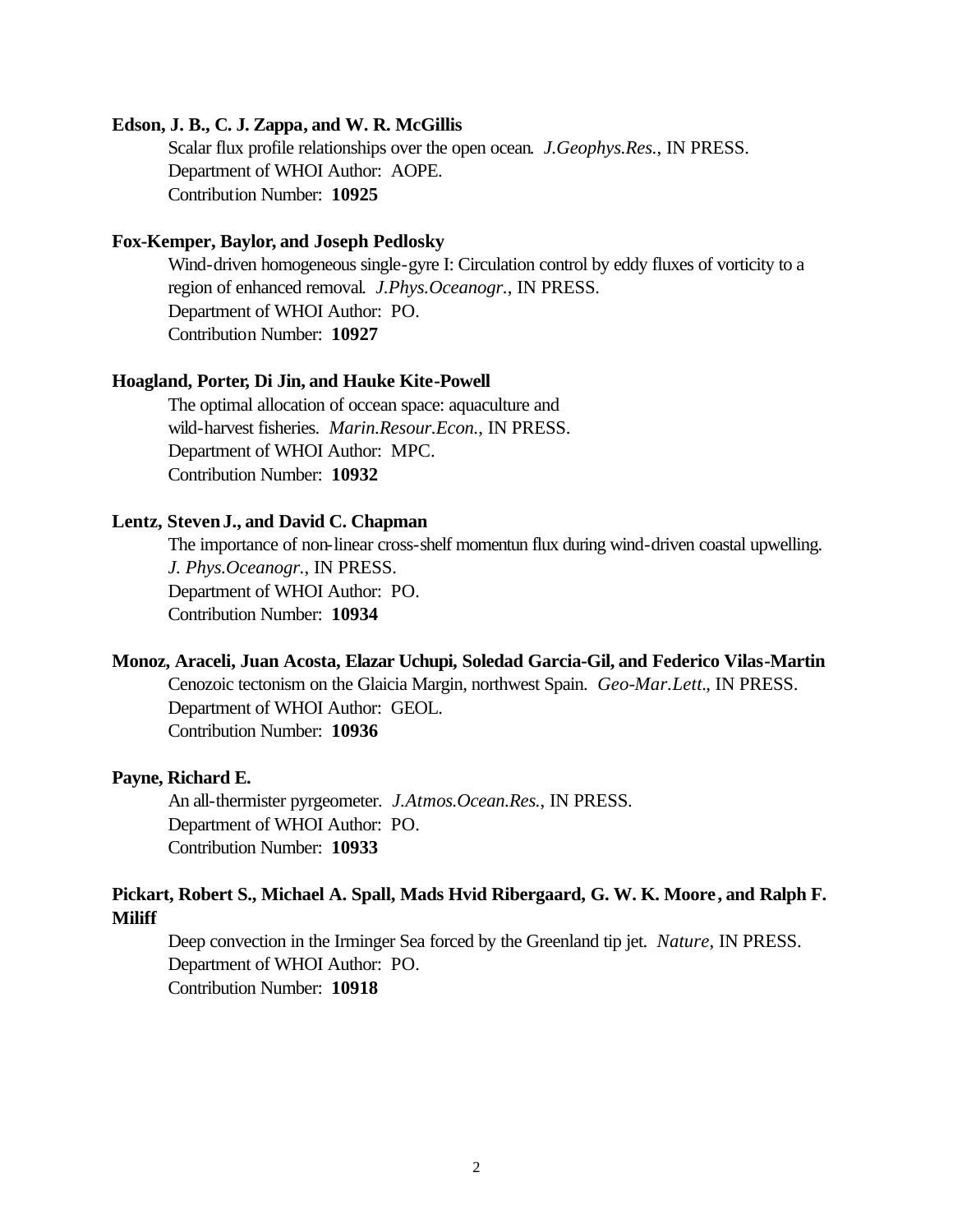**Edson, J. B., C. J. Zappa, and W. R. McGillis**

Scalar flux profile relationships over the open ocean. *J.Geophys.Res.*, IN PRESS.
Department of WHOI Author: AOPE.
Contribution Number: **10925**

**Fox-Kemper, Baylor, and Joseph Pedlosky**

Wind-driven homogeneous single-gyre I: Circulation control by eddy fluxes of vorticity to a region of enhanced removal. *J.Phys.Oceanogr.*, IN PRESS.
Department of WHOI Author: PO.
Contribution Number: **10927**

**Hoagland, Porter, Di Jin, and Hauke Kite-Powell**

The optimal allocation of ocean space: aquaculture and wild-harvest fisheries. *Marin.Resour.Econ.*, IN PRESS.
Department of WHOI Author: MPC.
Contribution Number: **10932**

**Lentz, Steven J., and David C. Chapman**

The importance of non-linear cross-shelf momentun flux during wind-driven coastal upwelling. *J. Phys.Oceanogr.*, IN PRESS.
Department of WHOI Author: PO.
Contribution Number: **10934**

**Monoz, Araceli, Juan Acosta, Elazar Uchupi, Soledad Garcia-Gil, and Federico Vilas-Martin**

Cenozoic tectonism on the Glaicia Margin, northwest Spain. *Geo-Mar.Lett.*, IN PRESS.
Department of WHOI Author: GEOL.
Contribution Number: **10936**

**Payne, Richard E.**

An all-thermister pyrgeometer. *J.Atmos.Ocean.Res.*, IN PRESS.
Department of WHOI Author: PO.
Contribution Number: **10933**

**Pickart, Robert S., Michael A. Spall, Mads Hvid Ribergaard, G. W. K. Moore, and Ralph F. Miliff**

Deep convection in the Irminger Sea forced by the Greenland tip jet. *Nature*, IN PRESS.
Department of WHOI Author: PO.
Contribution Number: **10918**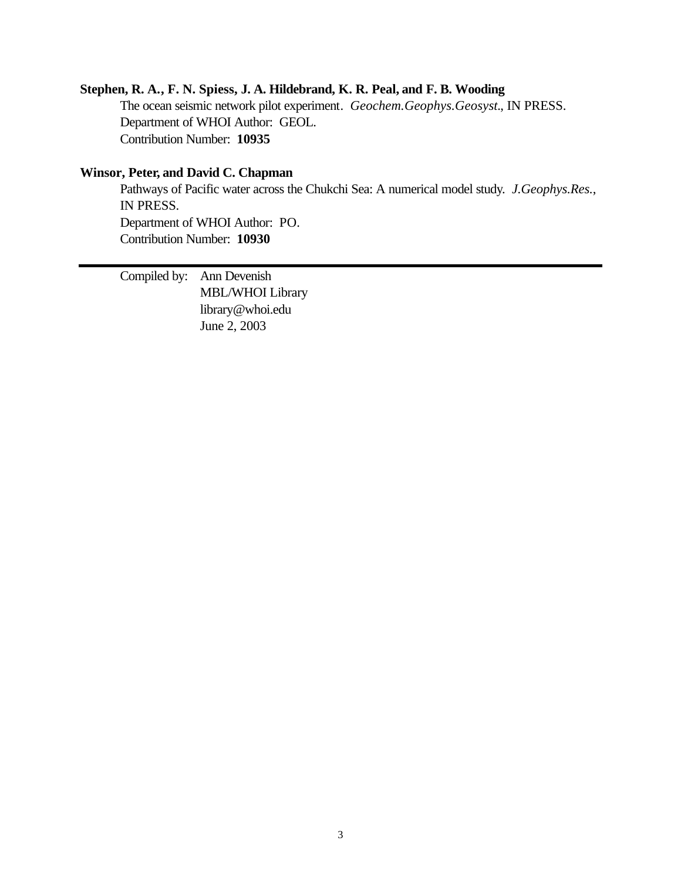**Stephen, R. A., F. N. Spiess, J. A. Hildebrand, K. R. Peal, and F. B. Wooding**

The ocean seismic network pilot experiment. *Geochem.Geophys.Geosyst.*, IN PRESS.
Department of WHOI Author: GEOL.
Contribution Number: **10935**

**Winsor, Peter, and David C. Chapman**

Pathways of Pacific water across the Chukchi Sea: A numerical model study. *J.Geophys.Res.*, IN PRESS.
Department of WHOI Author: PO.
Contribution Number: **10930**

---

Compiled by: Ann Devenish
MBL/WHOI Library
library@whoi.edu
June 2, 2003